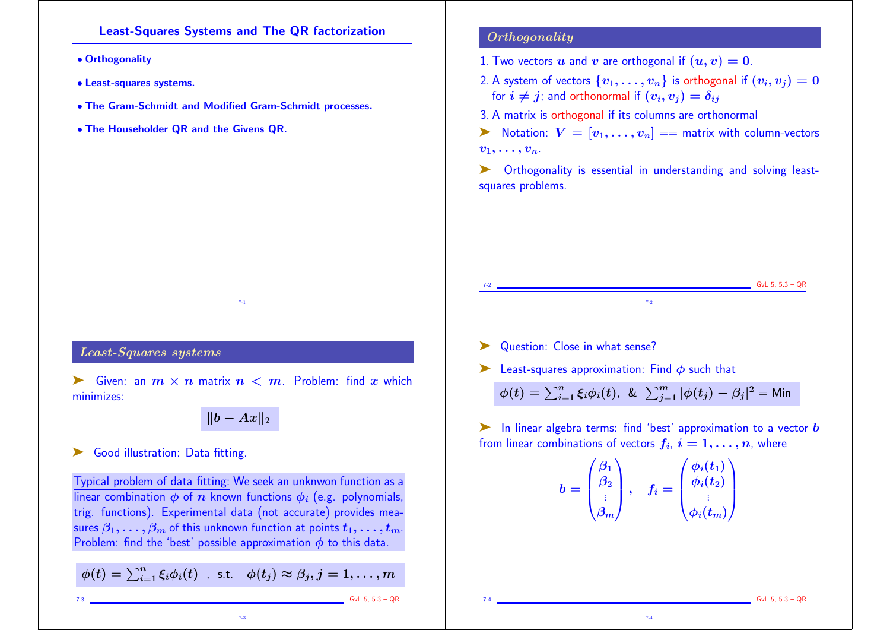# Least-Squares Systems and The QR factorization

- Orthogonality
- Least-squares systems.
- The Gram-Schmidt and Modified Gram-Schmidt processes.
- The Householder QR and the Givens QR.

## *Orthogonality*

1. Two vectors $u$ and $v$ are orthogonal if $(u, v) = 0$.
2. A system of vectors $\{v_1, \ldots, v_n\}$ is orthogonal if $(v_i, v_j) = 0$ for $i \neq j$; and orthonormal if $(v_i, v_j) = \delta_{ij}$
3. A matrix is orthogonal if its columns are orthonormal

➤ Notation: $V = [v_1, \ldots, v_n]$ == matrix with column-vectors $v_1, \ldots, v_n$.

➤ Orthogonality is essential in understanding and solving least-squares problems.

## *Least-Squares systems*

➤ Given: an $m \times n$ matrix $n < m$. Problem: find $x$ which minimizes:

$$\|b - Ax\|_2$$

➤ Good illustration: Data fitting.

Typical problem of data fitting: We seek an unknwon function as a linear combination $\phi$ of $n$ known functions $\phi_i$ (e.g. polynomials, trig. functions). Experimental data (not accurate) provides measures $\beta_1, \ldots, \beta_m$ of this unknown function at points $t_1, \ldots, t_m$. Problem: find the 'best' possible approximation $\phi$ to this data.

$$\phi(t) = \sum_{i=1}^{n} \xi_i \phi_i(t) \quad \text{, s.t.} \quad \phi(t_j) \approx \beta_j, j = 1, \ldots, m$$

➤ Question: Close in what sense?

➤ Least-squares approximation: Find $\phi$ such that

$$\phi(t) = \sum_{i=1}^{n} \xi_i \phi_i(t), \ \& \ \sum_{j=1}^{m} |\phi(t_j) - \beta_j|^2 = \text{Min}$$

➤ In linear algebra terms: find 'best' approximation to a vector $b$ from linear combinations of vectors $f_i$, $i = 1, \ldots, n$, where

$$b = \begin{pmatrix} \beta_1 \\ \beta_2 \\ \vdots \\ \beta_m \end{pmatrix}, \quad f_i = \begin{pmatrix} \phi_i(t_1) \\ \phi_i(t_2) \\ \vdots \\ \phi_i(t_m) \end{pmatrix}$$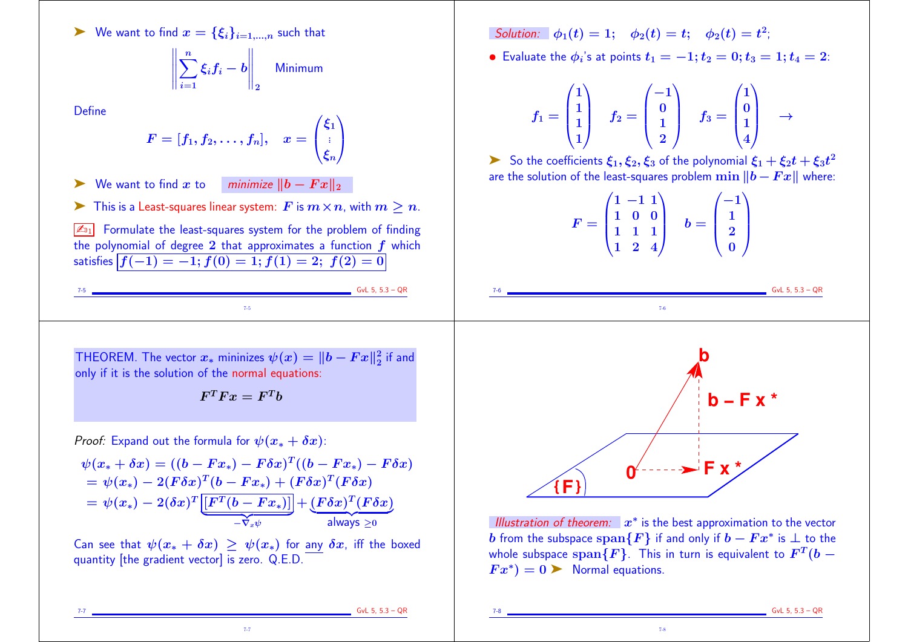➤ We want to find $x = \{\xi_i\}_{i=1,\ldots,n}$ such that

$$\left\| \sum_{i=1}^{n} \xi_i f_i - b \right\|_2 \quad \text{Minimum}$$

Define

$$F = [f_1, f_2, \ldots, f_n], \quad x = \begin{pmatrix} \xi_1 \\ \vdots \\ \xi_n \end{pmatrix}$$

➤ We want to find $x$ to *minimize $\|b - Fx\|_2$*

➤ This is a Least-squares linear system: $F$ is $m \times n$, with $m \geq n$.

✍ Formulate the least-squares system for the problem of finding the polynomial of degree 2 that approximates a function $f$ which satisfies $f(-1) = -1; f(0) = 1; f(2) = 2;\ f(2) = 0$

*Solution:* $\phi_1(t) = 1; \quad \phi_2(t) = t; \quad \phi_2(t) = t^2;$

- Evaluate the $\phi_i$'s at points $t_1 = -1; t_2 = 0; t_3 = 1; t_4 = 2$:

$$f_1 = \begin{pmatrix} 1 \\ 1 \\ 1 \\ 1 \end{pmatrix} \quad f_2 = \begin{pmatrix} -1 \\ 0 \\ 1 \\ 2 \end{pmatrix} \quad f_3 = \begin{pmatrix} 1 \\ 0 \\ 1 \\ 4 \end{pmatrix} \quad \rightarrow$$

➤ So the coefficients $\xi_1, \xi_2, \xi_3$ of the polynomial $\xi_1 + \xi_2 t + \xi_3 t^2$ are the solution of the least-squares problem $\min \|b - Fx\|$ where:

$$F = \begin{pmatrix} 1 & -1 & 1 \\ 1 & 0 & 0 \\ 1 & 1 & 1 \\ 1 & 2 & 4 \end{pmatrix} \quad b = \begin{pmatrix} -1 \\ 1 \\ 2 \\ 0 \end{pmatrix}$$

THEOREM. The vector $x_*$ minimizes $\psi(x) = \|b - Fx\|_2^2$ if and only if it is the solution of the normal equations:

$$F^T F x = F^T b$$

*Proof:* Expand out the formula for $\psi(x_* + \delta x)$:

$$\begin{aligned}
\psi(x_* + \delta x) &= ((b - Fx_*) - F\delta x)^T((b - Fx_*) - F\delta x) \\
&= \psi(x_*) - 2(F\delta x)^T(b - Fx_*) + (F\delta x)^T(F\delta x) \\
&= \psi(x_*) - 2(\delta x)^T \underbrace{\boxed{[F^T(b - Fx_*)]}}_{-\nabla_x \psi} + \underbrace{(F\delta x)^T(F\delta x)}_{\text{always } \geq 0}
\end{aligned}$$

Can see that $\psi(x_* + \delta x) \geq \psi(x_*)$ for any $\delta x$, iff the boxed quantity [the gradient vector] is zero. Q.E.D.

*Illustration of theorem:* $x^*$ is the best approximation to the vector $b$ from the subspace $\text{span}\{F\}$ if and only if $b - Fx^*$ is $\perp$ to the whole subspace $\text{span}\{F\}$. This in turn is equivalent to $F^T(b - Fx^*) = 0$ ➤ Normal equations.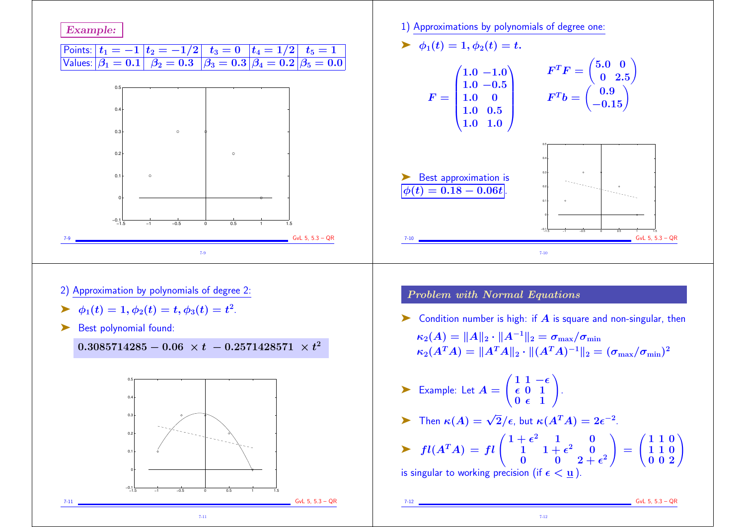## *Example:*

| Points: | $t_1 = -1$ | $t_2 = -1/2$ | $t_3 = 0$ | $t_4 = 1/2$ | $t_5 = 1$ |
|---|---|---|---|---|---|
| Values: | $\beta_1 = 0.1$ | $\beta_2 = 0.3$ | $\beta_3 = 0.3$ | $\beta_4 = 0.2$ | $\beta_5 = 0.0$ |

1) Approximations by polynomials of degree one:

- $\phi_1(t) = 1, \phi_2(t) = t.$

$$F = \begin{pmatrix} 1.0 & -1.0 \\ 1.0 & -0.5 \\ 1.0 & 0 \\ 1.0 & 0.5 \\ 1.0 & 1.0 \end{pmatrix} \qquad F^T F = \begin{pmatrix} 5.0 & 0 \\ 0 & 2.5 \end{pmatrix} \qquad F^T b = \begin{pmatrix} 0.9 \\ -0.15 \end{pmatrix}$$

- Best approximation is $\phi(t) = 0.18 - 0.06t$.

2) Approximation by polynomials of degree 2:

- $\phi_1(t) = 1, \phi_2(t) = t, \phi_3(t) = t^2$.
- Best polynomial found:

$$0.3085714285 - 0.06 \times t - 0.2571428571 \times t^2$$

## *Problem with Normal Equations*

- Condition number is high: if $A$ is square and non-singular, then

$$\kappa_2(A) = \|A\|_2 \cdot \|A^{-1}\|_2 = \sigma_{\max}/\sigma_{\min}$$
$$\kappa_2(A^T A) = \|A^T A\|_2 \cdot \|(A^T A)^{-1}\|_2 = (\sigma_{\max}/\sigma_{\min})^2$$

- Example: Let $A = \begin{pmatrix} 1 & 1 & -\epsilon \\ \epsilon & 0 & 1 \\ 0 & \epsilon & 1 \end{pmatrix}$.
- Then $\kappa(A) = \sqrt{2}/\epsilon$, but $\kappa(A^T A) = 2\epsilon^{-2}$.
- $fl(A^T A) = fl \begin{pmatrix} 1+\epsilon^2 & 1 & 0 \\ 1 & 1+\epsilon^2 & 0 \\ 0 & 0 & 2+\epsilon^2 \end{pmatrix} = \begin{pmatrix} 1 & 1 & 0 \\ 1 & 1 & 0 \\ 0 & 0 & 2 \end{pmatrix}$

is singular to working precision (if $\epsilon < \underline{\mathbf{u}}$).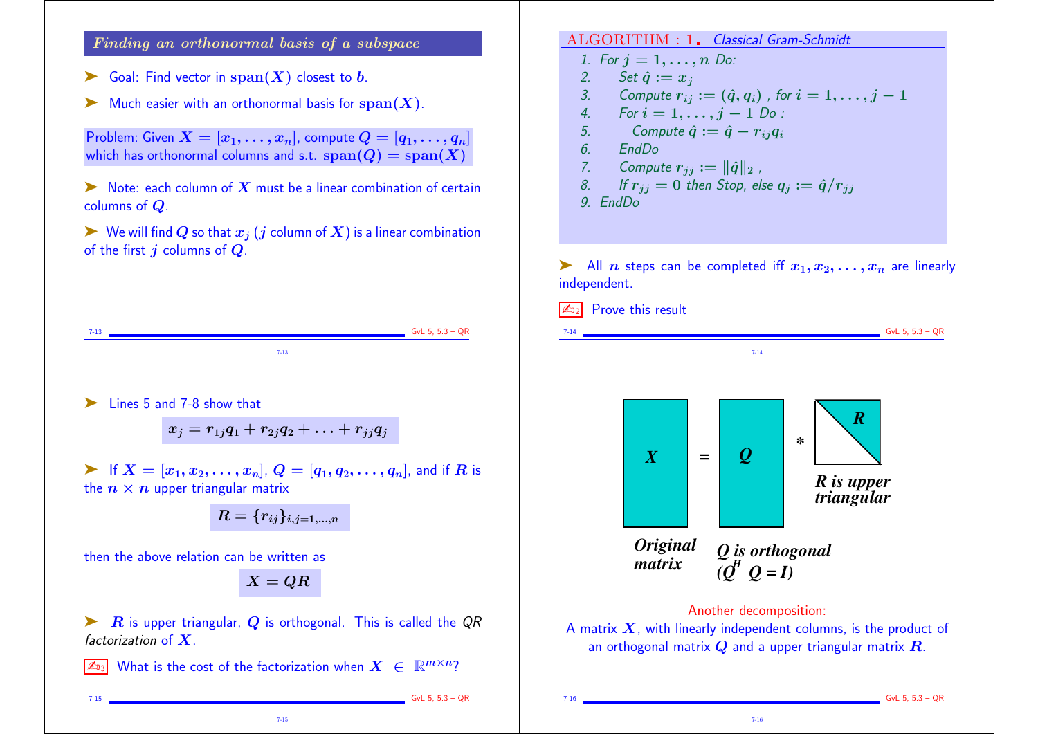## Finding an orthonormal basis of a subspace

- Goal: Find vector in $\text{span}(X)$ closest to $b$.
- Much easier with an orthonormal basis for $\text{span}(X)$.

Problem: Given $X = [x_1, \ldots, x_n]$, compute $Q = [q_1, \ldots, q_n]$ which has orthonormal columns and s.t. $\text{span}(Q) = \text{span}(X)$

- Note: each column of $X$ must be a linear combination of certain columns of $Q$.
- We will find $Q$ so that $x_j$ ($j$ column of $X$) is a linear combination of the first $j$ columns of $Q$.

---

**ALGORITHM : 1.** *Classical Gram-Schmidt*

1. For $j = 1, \ldots, n$ Do:
2. Set $\hat{q} := x_j$
3. Compute $r_{ij} := (\hat{q}, q_i)$ , for $i = 1, \ldots, j-1$
4. For $i = 1, \ldots, j-1$ Do :
5. Compute $\hat{q} := \hat{q} - r_{ij} q_i$
6. EndDo
7. Compute $r_{jj} := \|\hat{q}\|_2$ ,
8. If $r_{jj} = 0$ then Stop, else $q_j := \hat{q}/r_{jj}$
9. EndDo

- All $n$ steps can be completed iff $x_1, x_2, \ldots, x_n$ are linearly independent.

✍[2] Prove this result

---

- Lines 5 and 7-8 show that

$$x_j = r_{1j} q_1 + r_{2j} q_2 + \ldots + r_{jj} q_j$$

- If $X = [x_1, x_2, \ldots, x_n]$, $Q = [q_1, q_2, \ldots, q_n]$, and if $R$ is the $n \times n$ upper triangular matrix

$$R = \{r_{ij}\}_{i,j=1,\ldots,n}$$

then the above relation can be written as

$$X = QR$$

- $R$ is upper triangular, $Q$ is orthogonal. This is called the *QR factorization* of $X$.

✍[3] What is the cost of the factorization when $X \in \mathbb{R}^{m \times n}$?

---

$X$ = $Q$ * $R$

*Original matrix* — *Q is orthogonal ($Q^H Q = I$)* — *R is upper triangular*

Another decomposition:
A matrix $X$, with linearly independent columns, is the product of an orthogonal matrix $Q$ and a upper triangular matrix $R$.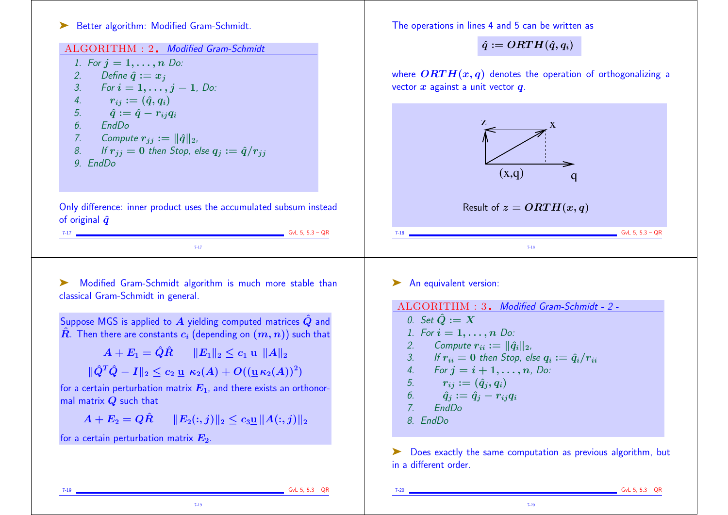➤ Better algorithm: Modified Gram-Schmidt.

**ALGORITHM : 2.** *Modified Gram-Schmidt*

1. For $j = 1, \ldots, n$ Do:
2. Define $\hat{q} := x_j$
3. For $i = 1, \ldots, j-1$, Do:
4. $r_{ij} := (\hat{q}, q_i)$
5. $\hat{q} := \hat{q} - r_{ij} q_i$
6. EndDo
7. Compute $r_{jj} := \|\hat{q}\|_2$,
8. If $r_{jj} = 0$ then Stop, else $q_j := \hat{q}/r_{jj}$
9. EndDo

Only difference: inner product uses the accumulated subsum instead of original $\hat{q}$

The operations in lines 4 and 5 can be written as

$$\hat{q} := \boldsymbol{ORTH}(\hat{q}, q_i)$$

where $\boldsymbol{ORTH}(x, q)$ denotes the operation of orthogonalizing a vector $x$ against a unit vector $q$.

Result of $z = \boldsymbol{ORTH}(x, q)$

➤ Modified Gram-Schmidt algorithm is much more stable than classical Gram-Schmidt in general.

Suppose MGS is applied to $A$ yielding computed matrices $\hat{Q}$ and $\hat{R}$. Then there are constants $c_i$ (depending on $(m, n)$) such that

$$A + E_1 = \hat{Q}\hat{R} \qquad \|E_1\|_2 \le c_1 \, \underline{\mathbf{u}} \, \|A\|_2$$

$$\|\hat{Q}^T\hat{Q} - I\|_2 \le c_2 \, \underline{\mathbf{u}} \, \kappa_2(A) + O((\underline{\mathbf{u}} \, \kappa_2(A))^2)$$

for a certain perturbation matrix $E_1$, and there exists an orthonormal matrix $Q$ such that

$$A + E_2 = Q\hat{R} \qquad \|E_2(:, j)\|_2 \le c_3 \underline{\mathbf{u}} \, \|A(:, j)\|_2$$

for a certain perturbation matrix $E_2$.

➤ An equivalent version:

**ALGORITHM : 3.** *Modified Gram-Schmidt - 2 -*

0. Set $\hat{Q} := X$
1. For $i = 1, \ldots, n$ Do:
2. Compute $r_{ii} := \|\hat{q}_i\|_2$,
3. If $r_{ii} = 0$ then Stop, else $q_i := \hat{q}_i / r_{ii}$
4. For $j = i+1, \ldots, n$, Do:
5. $r_{ij} := (\hat{q}_j, q_i)$
6. $\hat{q}_j := \hat{q}_j - r_{ij} q_i$
7. EndDo
8. EndDo

➤ Does exactly the same computation as previous algorithm, but in a different order.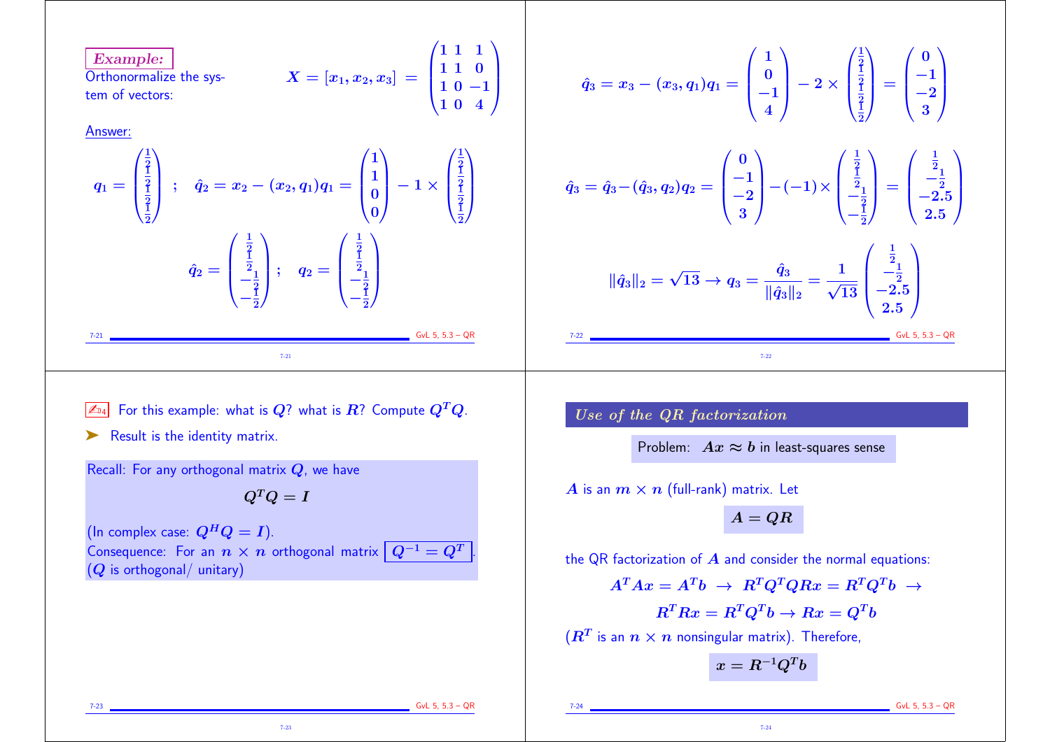*Example:*

Orthonormalize the system of vectors:

$$X = [x_1, x_2, x_3] = \begin{pmatrix} 1 & 1 & 1 \\ 1 & 1 & 0 \\ 1 & 0 & -1 \\ 1 & 0 & 4 \end{pmatrix}$$

Answer:

$$q_1 = \begin{pmatrix} \frac{1}{2} \\ \frac{1}{2} \\ \frac{1}{2} \\ \frac{1}{2} \end{pmatrix} \; ; \quad \hat{q}_2 = x_2 - (x_2, q_1) q_1 = \begin{pmatrix} 1 \\ 1 \\ 0 \\ 0 \end{pmatrix} - 1 \times \begin{pmatrix} \frac{1}{2} \\ \frac{1}{2} \\ \frac{1}{2} \\ \frac{1}{2} \end{pmatrix}$$

$$\hat{q}_2 = \begin{pmatrix} \frac{1}{2} \\ \frac{1}{2} \\ -\frac{1}{2} \\ -\frac{1}{2} \end{pmatrix} ; \quad q_2 = \begin{pmatrix} \frac{1}{2} \\ \frac{1}{2} \\ -\frac{1}{2} \\ -\frac{1}{2} \end{pmatrix}$$

$$\hat{q}_3 = x_3 - (x_3, q_1) q_1 = \begin{pmatrix} 1 \\ 0 \\ -1 \\ 4 \end{pmatrix} - 2 \times \begin{pmatrix} \frac{1}{2} \\ \frac{1}{2} \\ \frac{1}{2} \\ \frac{1}{2} \end{pmatrix} = \begin{pmatrix} 0 \\ -1 \\ -2 \\ 3 \end{pmatrix}$$

$$\hat{q}_3 = \hat{q}_3 - (\hat{q}_3, q_2) q_2 = \begin{pmatrix} 0 \\ -1 \\ -2 \\ 3 \end{pmatrix} - (-1) \times \begin{pmatrix} \frac{1}{2} \\ \frac{1}{2} \\ -\frac{1}{2} \\ -\frac{1}{2} \end{pmatrix} = \begin{pmatrix} \frac{1}{2} \\ -\frac{1}{2} \\ -2.5 \\ 2.5 \end{pmatrix}$$

$$\|\hat{q}_3\|_2 = \sqrt{13} \rightarrow q_3 = \frac{\hat{q}_3}{\|\hat{q}_3\|_2} = \frac{1}{\sqrt{13}} \begin{pmatrix} \frac{1}{2} \\ -\frac{1}{2} \\ -2.5 \\ 2.5 \end{pmatrix}$$

---

✍ For this example: what is $Q$? what is $R$? Compute $Q^T Q$.

➤ Result is the identity matrix.

Recall: For any orthogonal matrix $Q$, we have

$$Q^T Q = I$$

(In complex case: $Q^H Q = I$).
Consequence: For an $n \times n$ orthogonal matrix $\boxed{Q^{-1} = Q^T}$. ($Q$ is orthogonal/ unitary)

---

## Use of the QR factorization

Problem: $Ax \approx b$ in least-squares sense

$A$ is an $m \times n$ (full-rank) matrix. Let

$$A = QR$$

the QR factorization of $A$ and consider the normal equations:

$$A^T A x = A^T b \;\rightarrow\; R^T Q^T Q R x = R^T Q^T b \;\rightarrow$$

$$R^T R x = R^T Q^T b \rightarrow Rx = Q^T b$$

($R^T$ is an $n \times n$ nonsingular matrix). Therefore,

$$x = R^{-1} Q^T b$$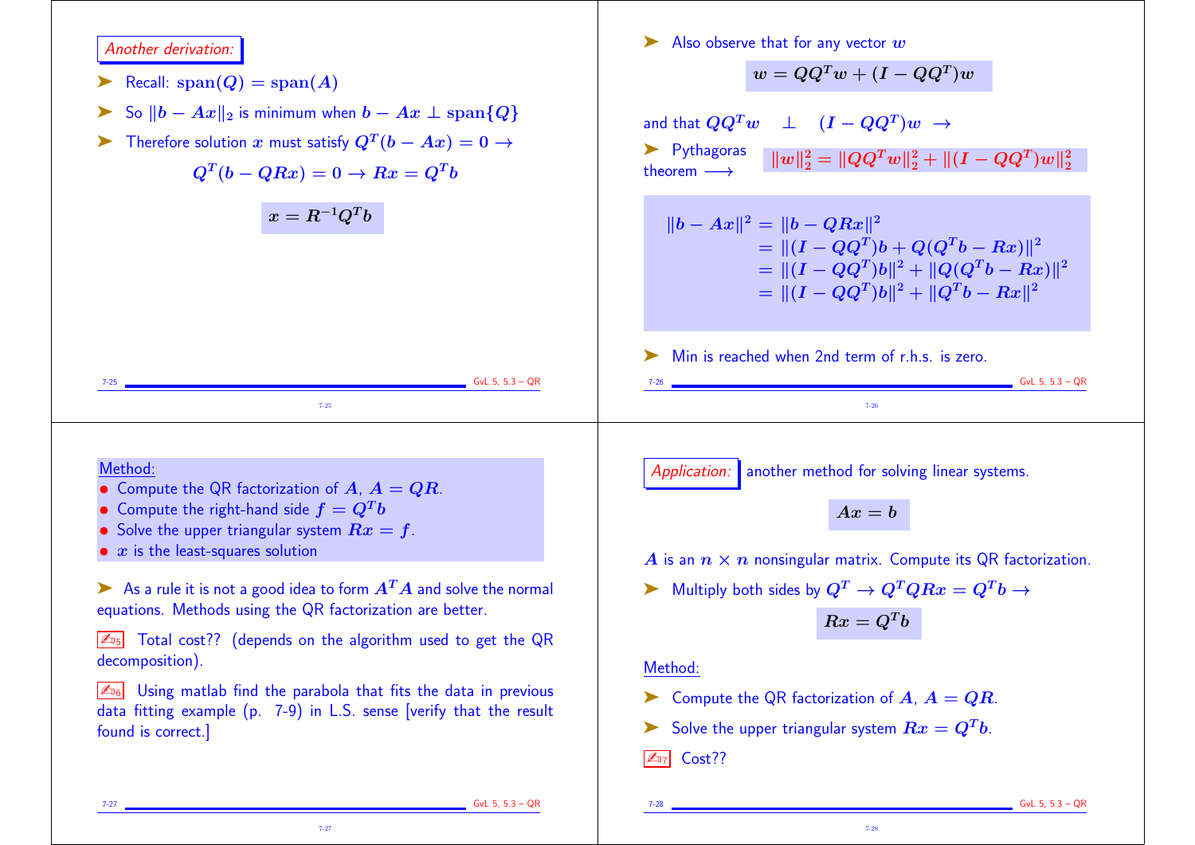*Another derivation:*

- Recall: $\text{span}(Q) = \text{span}(A)$
- So $\|b - Ax\|_2$ is minimum when $b - Ax \perp \text{span}\{Q\}$
- Therefore solution $x$ must satisfy $Q^T(b - Ax) = 0 \rightarrow$

$$Q^T(b - QRx) = 0 \rightarrow Rx = Q^T b$$

$$x = R^{-1}Q^T b$$

- Also observe that for any vector $w$

$$w = QQ^T w + (I - QQ^T)w$$

and that $QQ^T w \quad \perp \quad (I - QQ^T)w \ \rightarrow$

- Pythagoras theorem $\longrightarrow$ $\|w\|_2^2 = \|QQ^T w\|_2^2 + \|(I - QQ^T)w\|_2^2$

$$\begin{aligned}
\|b - Ax\|^2 &= \|b - QRx\|^2 \\
&= \|(I - QQ^T)b + Q(Q^T b - Rx)\|^2 \\
&= \|(I - QQ^T)b\|^2 + \|Q(Q^T b - Rx)\|^2 \\
&= \|(I - QQ^T)b\|^2 + \|Q^T b - Rx\|^2
\end{aligned}$$

- Min is reached when 2nd term of r.h.s. is zero.

Method:

- Compute the QR factorization of $A$, $A = QR$.
- Compute the right-hand side $f = Q^T b$
- Solve the upper triangular system $Rx = f$.
- $x$ is the least-squares solution

- As a rule it is not a good idea to form $A^T A$ and solve the normal equations. Methods using the QR factorization are better.

✍15 Total cost?? (depends on the algorithm used to get the QR decomposition).

✍16 Using matlab find the parabola that fits the data in previous data fitting example (p. 7-9) in L.S. sense [verify that the result found is correct.]

*Application:* another method for solving linear systems.

$$Ax = b$$

$A$ is an $n \times n$ nonsingular matrix. Compute its QR factorization.

- Multiply both sides by $Q^T \rightarrow Q^T QRx = Q^T b \rightarrow$

$$Rx = Q^T b$$

Method:

- Compute the QR factorization of $A$, $A = QR$.
- Solve the upper triangular system $Rx = Q^T b$.

✍17 Cost??